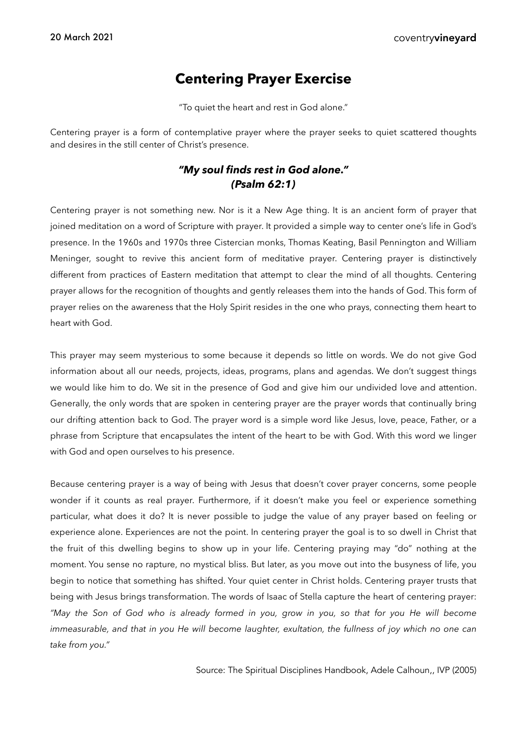# Centering Prayer Exercise

"To quiet the heart and rest in God alone."

Centering prayer is a form of contemplative prayer where the prayer seeks to quiet scattered thoughts and desires in the still center of Christ's presence.

***"My soul finds rest in God alone."***
***(Psalm 62:1)***

Centering prayer is not something new. Nor is it a New Age thing. It is an ancient form of prayer that joined meditation on a word of Scripture with prayer. It provided a simple way to center one's life in God's presence. In the 1960s and 1970s three Cistercian monks, Thomas Keating, Basil Pennington and William Meninger, sought to revive this ancient form of meditative prayer. Centering prayer is distinctively different from practices of Eastern meditation that attempt to clear the mind of all thoughts. Centering prayer allows for the recognition of thoughts and gently releases them into the hands of God. This form of prayer relies on the awareness that the Holy Spirit resides in the one who prays, connecting them heart to heart with God.

This prayer may seem mysterious to some because it depends so little on words. We do not give God information about all our needs, projects, ideas, programs, plans and agendas. We don't suggest things we would like him to do. We sit in the presence of God and give him our undivided love and attention. Generally, the only words that are spoken in centering prayer are the prayer words that continually bring our drifting attention back to God. The prayer word is a simple word like Jesus, love, peace, Father, or a phrase from Scripture that encapsulates the intent of the heart to be with God. With this word we linger with God and open ourselves to his presence.

Because centering prayer is a way of being with Jesus that doesn't cover prayer concerns, some people wonder if it counts as real prayer. Furthermore, if it doesn't make you feel or experience something particular, what does it do? It is never possible to judge the value of any prayer based on feeling or experience alone. Experiences are not the point. In centering prayer the goal is to so dwell in Christ that the fruit of this dwelling begins to show up in your life. Centering praying may "do" nothing at the moment. You sense no rapture, no mystical bliss. But later, as you move out into the busyness of life, you begin to notice that something has shifted. Your quiet center in Christ holds. Centering prayer trusts that being with Jesus brings transformation. The words of Isaac of Stella capture the heart of centering prayer: *"May the Son of God who is already formed in you, grow in you, so that for you He will become immeasurable, and that in you He will become laughter, exultation, the fullness of joy which no one can take from you."*

Source: The Spiritual Disciplines Handbook, Adele Calhoun,, IVP (2005)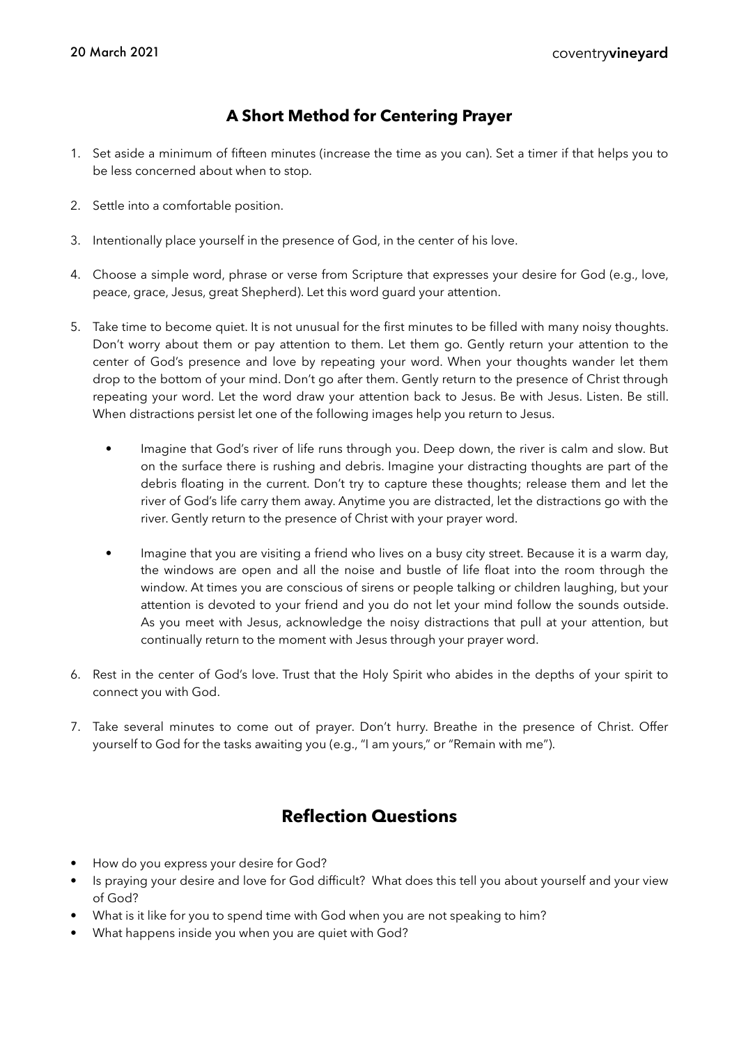## A Short Method for Centering Prayer

1. Set aside a minimum of fifteen minutes (increase the time as you can). Set a timer if that helps you to be less concerned about when to stop.

2. Settle into a comfortable position.

3. Intentionally place yourself in the presence of God, in the center of his love.

4. Choose a simple word, phrase or verse from Scripture that expresses your desire for God (e.g., love, peace, grace, Jesus, great Shepherd). Let this word guard your attention.

5. Take time to become quiet. It is not unusual for the first minutes to be filled with many noisy thoughts. Don't worry about them or pay attention to them. Let them go. Gently return your attention to the center of God's presence and love by repeating your word. When your thoughts wander let them drop to the bottom of your mind. Don't go after them. Gently return to the presence of Christ through repeating your word. Let the word draw your attention back to Jesus. Be with Jesus. Listen. Be still. When distractions persist let one of the following images help you return to Jesus.

   - Imagine that God's river of life runs through you. Deep down, the river is calm and slow. But on the surface there is rushing and debris. Imagine your distracting thoughts are part of the debris floating in the current. Don't try to capture these thoughts; release them and let the river of God's life carry them away. Anytime you are distracted, let the distractions go with the river. Gently return to the presence of Christ with your prayer word.

   - Imagine that you are visiting a friend who lives on a busy city street. Because it is a warm day, the windows are open and all the noise and bustle of life float into the room through the window. At times you are conscious of sirens or people talking or children laughing, but your attention is devoted to your friend and you do not let your mind follow the sounds outside. As you meet with Jesus, acknowledge the noisy distractions that pull at your attention, but continually return to the moment with Jesus through your prayer word.

6. Rest in the center of God's love. Trust that the Holy Spirit who abides in the depths of your spirit to connect you with God.

7. Take several minutes to come out of prayer. Don't hurry. Breathe in the presence of Christ. Offer yourself to God for the tasks awaiting you (e.g., "I am yours," or "Remain with me").

## Reflection Questions

- How do you express your desire for God?
- Is praying your desire and love for God difficult? What does this tell you about yourself and your view of God?
- What is it like for you to spend time with God when you are not speaking to him?
- What happens inside you when you are quiet with God?